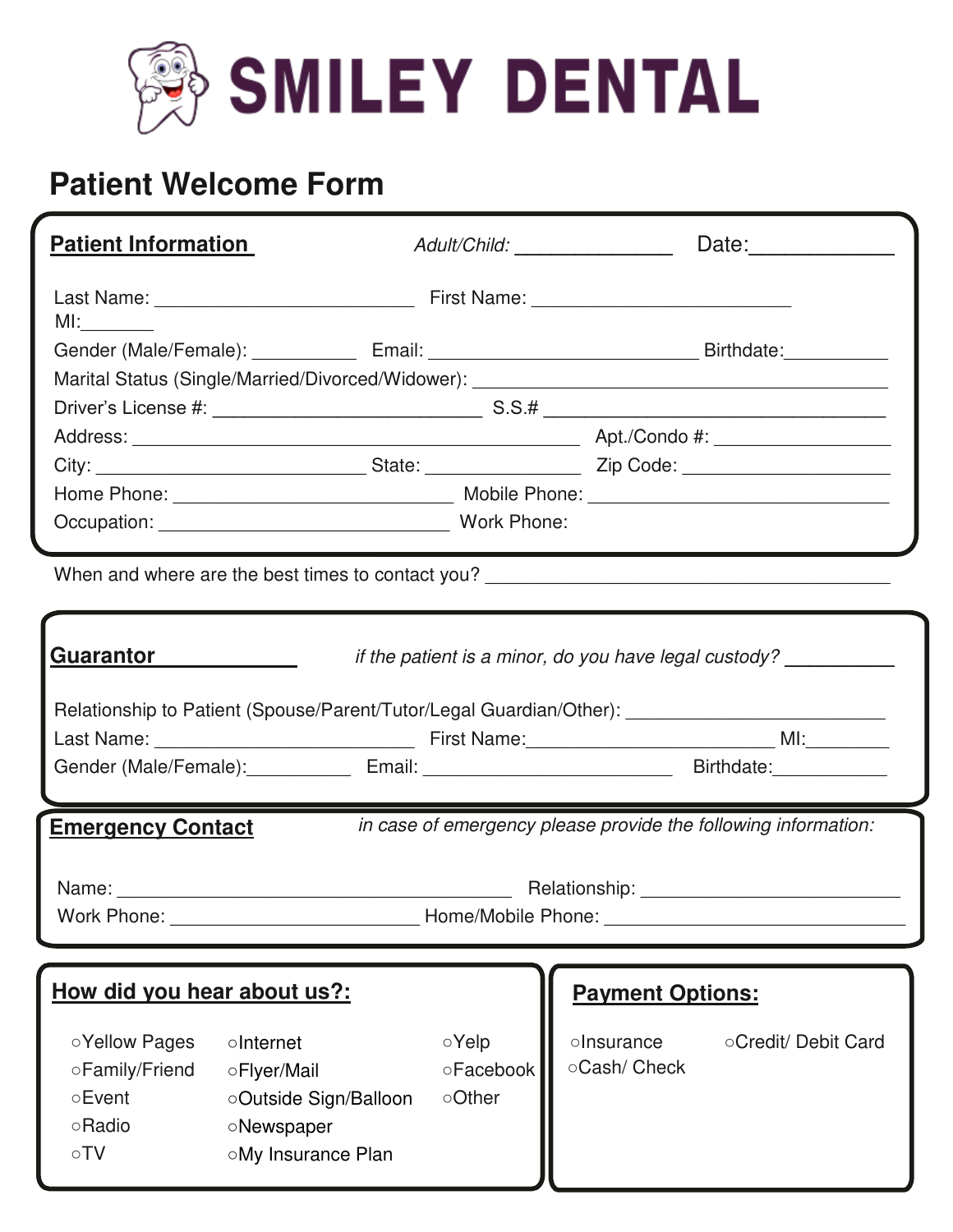# SMILEY DENTAL

## Patient Welcome Form

**Patient Information** *Adult/Child:* ______________ Date:____________

Last Name: ________________________ First Name: ________________________ MI:_______

Gender (Male/Female): __________ Email: _________________________ Birthdate:__________

Marital Status (Single/Married/Divorced/Widower): ________________________________________

Driver's License #: _________________________ S.S.# ________________________________

Address: ___________________________________________ Apt./Condo #: ________________

City: _________________________ State: ______________ Zip Code: ____________________

Home Phone: __________________________ Mobile Phone: ____________________________

Occupation: ___________________________ Work Phone:

When and where are the best times to contact you? ______________________________________

**Guarantor** *if the patient is a minor, do you have legal custody?* __________

Relationship to Patient (Spouse/Parent/Tutor/Legal Guardian/Other): ________________________

Last Name: ________________________ First Name:_______________________ MI:________

Gender (Male/Female):__________ Email: ________________________ Birthdate:___________

**Emergency Contact** *in case of emergency please provide the following information:*

Name: ______________________________________ Relationship: ________________________

Work Phone: _______________________ Home/Mobile Phone: ___________________________

**How did you hear about us?:**

- ○Yellow Pages
- ○Family/Friend
- ○Event
- ○Radio
- ○TV
- ○Internet
- ○Flyer/Mail
- ○Outside Sign/Balloon
- ○Newspaper
- ○My Insurance Plan
- ○Yelp
- ○Facebook
- ○Other

**Payment Options:**

- ○Insurance
- ○Credit/ Debit Card
- ○Cash/ Check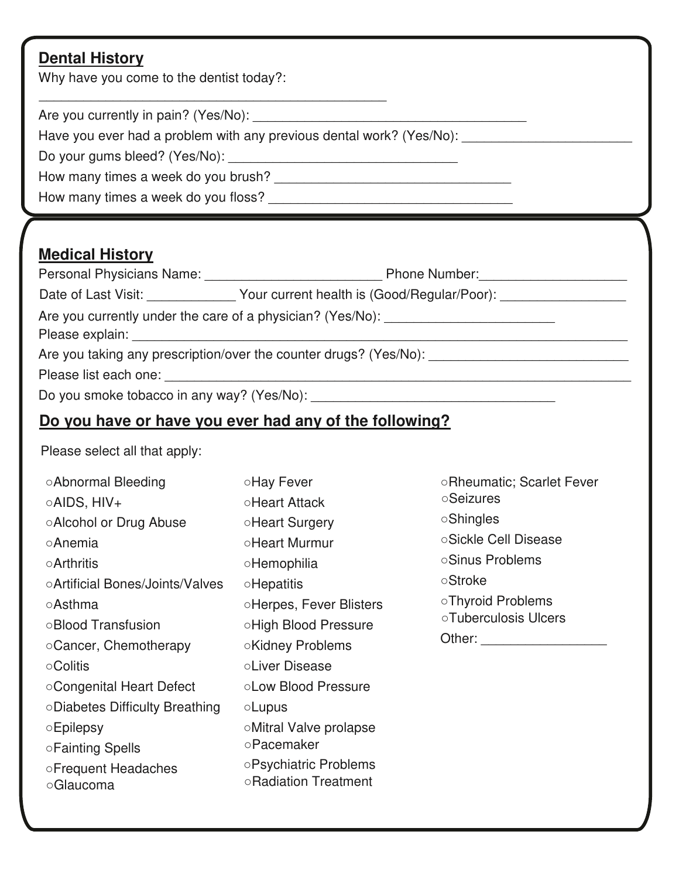## Dental History

Why have you come to the dentist today?: ______________________________

Are you currently in pain? (Yes/No): ______________________________

Have you ever had a problem with any previous dental work? (Yes/No): ______________________

Do your gums bleed? (Yes/No): ______________________________

How many times a week do you brush? ______________________________

How many times a week do you floss? ______________________________

## Medical History

Personal Physicians Name: ______________________ Phone Number: ____________________

Date of Last Visit: ____________ Your current health is (Good/Regular/Poor): ________________

Are you currently under the care of a physician? (Yes/No): ______________________

Please explain: ______________________________________________________________

Are you taking any prescription/over the counter drugs? (Yes/No): __________________________

Please list each one: ______________________________________________________________

Do you smoke tobacco in any way? (Yes/No): ______________________________

## Do you have or have you ever had any of the following?

Please select all that apply:

- ○Abnormal Bleeding
- ○AIDS, HIV+
- ○Alcohol or Drug Abuse
- ○Anemia
- ○Arthritis
- ○Artificial Bones/Joints/Valves
- ○Asthma
- ○Blood Transfusion
- ○Cancer, Chemotherapy
- ○Colitis
- ○Congenital Heart Defect
- ○Diabetes Difficulty Breathing
- ○Epilepsy
- ○Fainting Spells
- ○Frequent Headaches
- ○Glaucoma
- ○Hay Fever
- ○Heart Attack
- ○Heart Surgery
- ○Heart Murmur
- ○Hemophilia
- ○Hepatitis
- ○Herpes, Fever Blisters
- ○High Blood Pressure
- ○Kidney Problems
- ○Liver Disease
- ○Low Blood Pressure
- ○Lupus
- ○Mitral Valve prolapse
- ○Pacemaker
- ○Psychiatric Problems
- ○Radiation Treatment
- ○Rheumatic; Scarlet Fever
- ○Seizures
- ○Shingles
- ○Sickle Cell Disease
- ○Sinus Problems
- ○Stroke
- ○Thyroid Problems
- ○Tuberculosis Ulcers

Other: ________________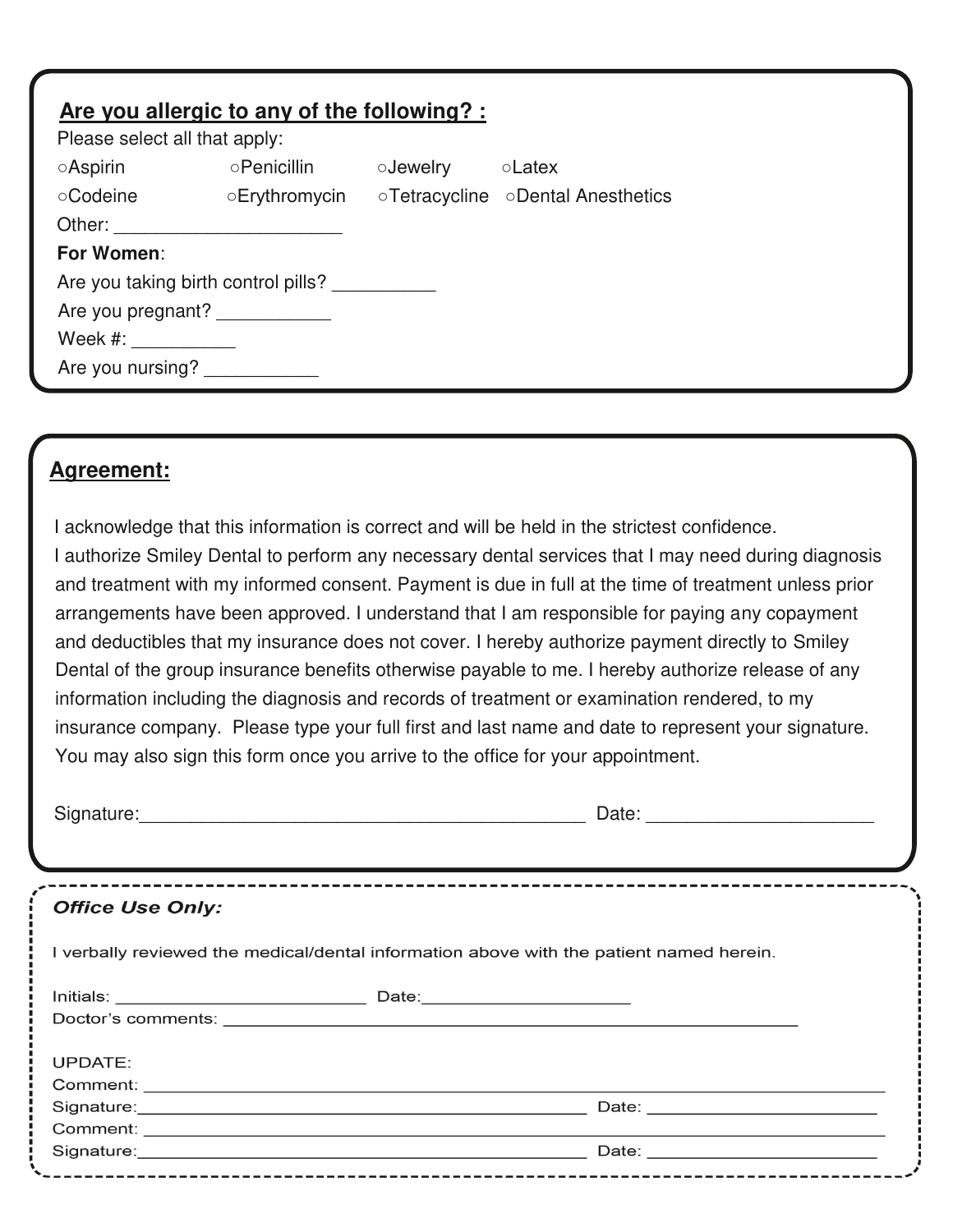## Are you allergic to any of the following? :

Please select all that apply:

| | | | |
|---|---|---|---|
| ○Aspirin | ○Penicillin | ○Jewelry | ○Latex |
| ○Codeine | ○Erythromycin | ○Tetracycline | ○Dental Anesthetics |

Other: ______________________

**For Women**:

Are you taking birth control pills? __________

Are you pregnant? ___________

Week #: __________

Are you nursing? ___________

## Agreement:

I acknowledge that this information is correct and will be held in the strictest confidence. I authorize Smiley Dental to perform any necessary dental services that I may need during diagnosis and treatment with my informed consent. Payment is due in full at the time of treatment unless prior arrangements have been approved. I understand that I am responsible for paying any copayment and deductibles that my insurance does not cover. I hereby authorize payment directly to Smiley Dental of the group insurance benefits otherwise payable to me. I hereby authorize release of any information including the diagnosis and records of treatment or examination rendered, to my insurance company. Please type your full first and last name and date to represent your signature. You may also sign this form once you arrive to the office for your appointment.

Signature:____________________________________________ Date: ______________________

***Office Use Only:***

I verbally reviewed the medical/dental information above with the patient named herein.

Initials: _________________________ Date:_____________________

Doctor's comments: ______________________________________________________

UPDATE:

Comment: __________________________________________________________________

Signature:____________________________________________ Date: ______________________

Comment: __________________________________________________________________

Signature:____________________________________________ Date: ______________________